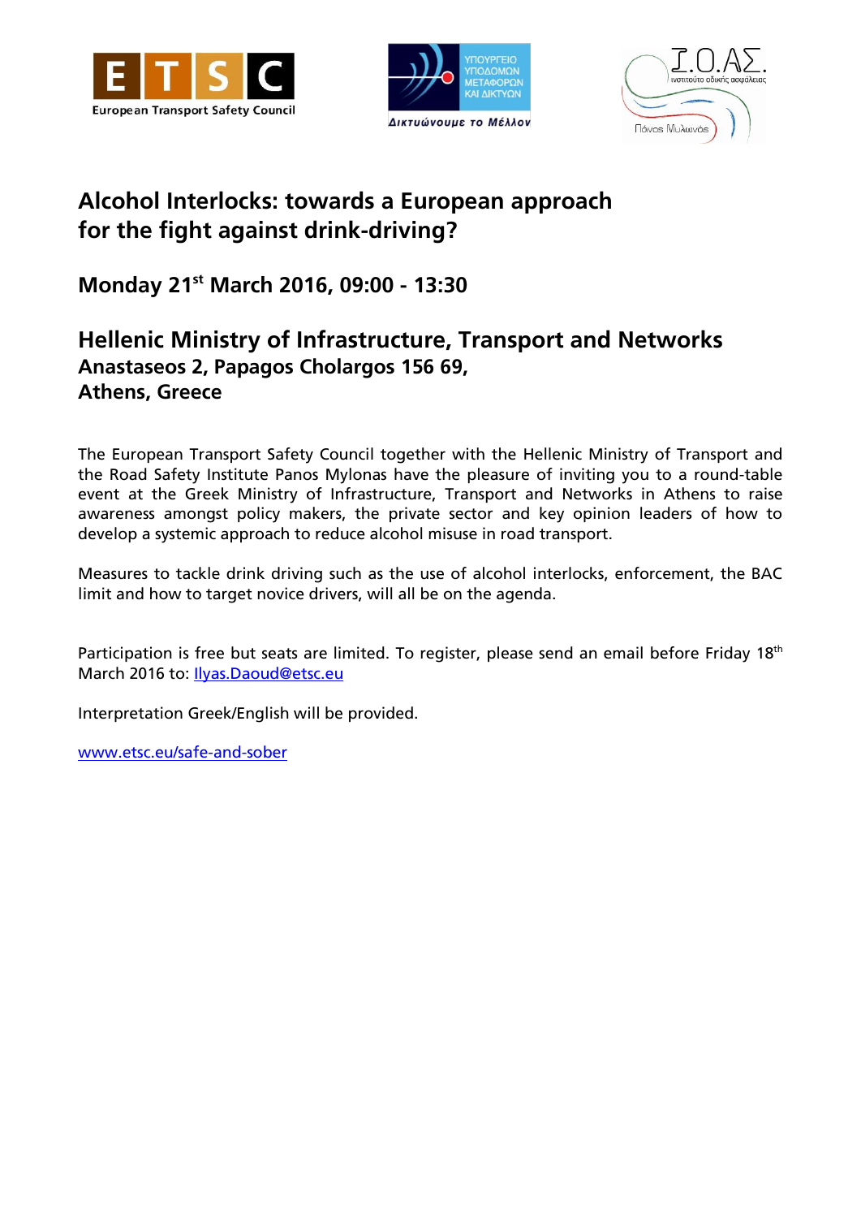# Alcohol Interlocks: towards a European approach for the fight against drink-driving?

## Monday 21st March 2016, 09:00 - 13:30

## Hellenic Ministry of Infrastructure, Transport and Networks

### Anastaseos 2, Papagos Cholargos 156 69, Athens, Greece

The European Transport Safety Council together with the Hellenic Ministry of Transport and the Road Safety Institute Panos Mylonas have the pleasure of inviting you to a round-table event at the Greek Ministry of Infrastructure, Transport and Networks in Athens to raise awareness amongst policy makers, the private sector and key opinion leaders of how to develop a systemic approach to reduce alcohol misuse in road transport.

Measures to tackle drink driving such as the use of alcohol interlocks, enforcement, the BAC limit and how to target novice drivers, will all be on the agenda.

Participation is free but seats are limited. To register, please send an email before Friday 18th March 2016 to: Ilyas.Daoud@etsc.eu

Interpretation Greek/English will be provided.

www.etsc.eu/safe-and-sober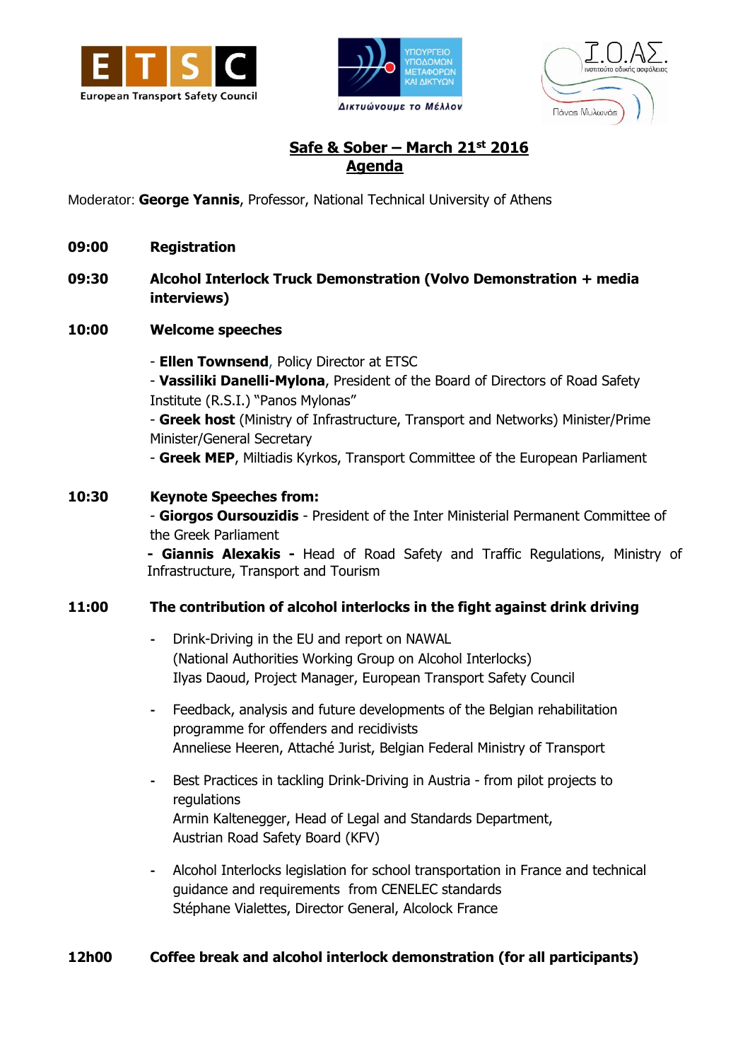**Safe & Sober – March 21st 2016**
**Agenda**

Moderator: **George Yannis**, Professor, National Technical University of Athens

**09:00** **Registration**

**09:30** **Alcohol Interlock Truck Demonstration (Volvo Demonstration + media interviews)**

**10:00** **Welcome speeches**

- **Ellen Townsend**, Policy Director at ETSC
- **Vassiliki Danelli-Mylona**, President of the Board of Directors of Road Safety Institute (R.S.I.) "Panos Mylonas"
- **Greek host** (Ministry of Infrastructure, Transport and Networks) Minister/Prime Minister/General Secretary
- **Greek MEP**, Miltiadis Kyrkos, Transport Committee of the European Parliament

**10:30** **Keynote Speeches from:**

- **Giorgos Oursouzidis** - President of the Inter Ministerial Permanent Committee of the Greek Parliament
- **Giannis Alexakis** - Head of Road Safety and Traffic Regulations, Ministry of Infrastructure, Transport and Tourism

**11:00** **The contribution of alcohol interlocks in the fight against drink driving**

- Drink-Driving in the EU and report on NAWAL (National Authorities Working Group on Alcohol Interlocks)
  Ilyas Daoud, Project Manager, European Transport Safety Council
- Feedback, analysis and future developments of the Belgian rehabilitation programme for offenders and recidivists
  Anneliese Heeren, Attaché Jurist, Belgian Federal Ministry of Transport
- Best Practices in tackling Drink-Driving in Austria - from pilot projects to regulations
  Armin Kaltenegger, Head of Legal and Standards Department, Austrian Road Safety Board (KFV)
- Alcohol Interlocks legislation for school transportation in France and technical guidance and requirements from CENELEC standards
  Stéphane Vialettes, Director General, Alcolock France

**12h00** **Coffee break and alcohol interlock demonstration (for all participants)**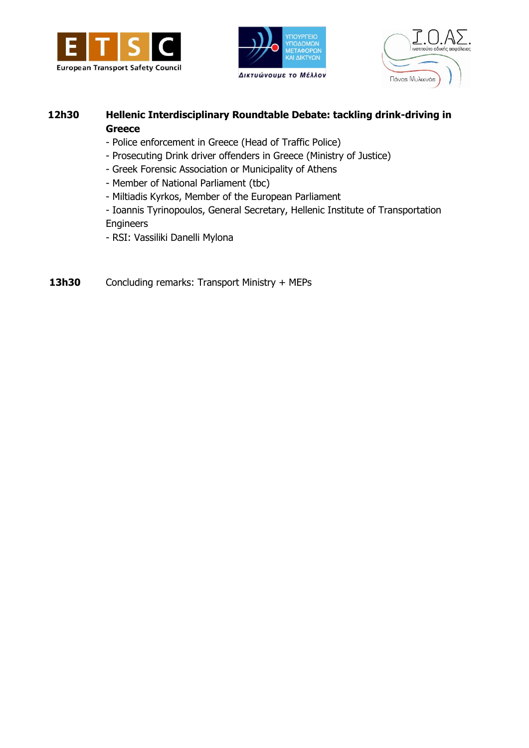**12h30** **Hellenic Interdisciplinary Roundtable Debate: tackling drink-driving in Greece**

- Police enforcement in Greece (Head of Traffic Police)
- Prosecuting Drink driver offenders in Greece (Ministry of Justice)
- Greek Forensic Association or Municipality of Athens
- Member of National Parliament (tbc)
- Miltiadis Kyrkos, Member of the European Parliament
- Ioannis Tyrinopoulos, General Secretary, Hellenic Institute of Transportation Engineers
- RSI: Vassiliki Danelli Mylona

**13h30** Concluding remarks: Transport Ministry + MEPs